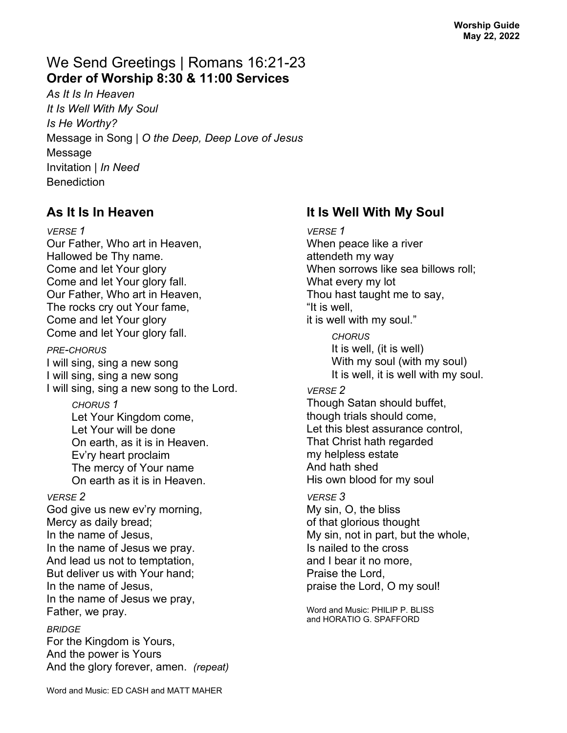**Worship Guide**
**May 22, 2022**

# We Send Greetings | Romans 16:21-23

## Order of Worship 8:30 & 11:00 Services

*As It Is In Heaven*
*It Is Well With My Soul*
*Is He Worthy?*
Message in Song | *O the Deep, Deep Love of Jesus*
Message
Invitation | *In Need*
Benediction

## As It Is In Heaven

*VERSE 1*
Our Father, Who art in Heaven,
Hallowed be Thy name.
Come and let Your glory
Come and let Your glory fall.
Our Father, Who art in Heaven,
The rocks cry out Your fame,
Come and let Your glory
Come and let Your glory fall.

*PRE-CHORUS*
I will sing, sing a new song
I will sing, sing a new song
I will sing, sing a new song to the Lord.

> *CHORUS 1*
> Let Your Kingdom come,
> Let Your will be done
> On earth, as it is in Heaven.
> Ev'ry heart proclaim
> The mercy of Your name
> On earth as it is in Heaven.

*VERSE 2*
God give us new ev'ry morning,
Mercy as daily bread;
In the name of Jesus,
In the name of Jesus we pray.
And lead us not to temptation,
But deliver us with Your hand;
In the name of Jesus,
In the name of Jesus we pray,
Father, we pray.

*BRIDGE*
For the Kingdom is Yours,
And the power is Yours
And the glory forever, amen. *(repeat)*

Word and Music: ED CASH and MATT MAHER

## It Is Well With My Soul

*VERSE 1*
When peace like a river
attendeth my way
When sorrows like sea billows roll;
What every my lot
Thou hast taught me to say,
"It is well,
it is well with my soul."

> *CHORUS*
> It is well, (it is well)
> With my soul (with my soul)
> It is well, it is well with my soul.

*VERSE 2*
Though Satan should buffet,
though trials should come,
Let this blest assurance control,
That Christ hath regarded
my helpless estate
And hath shed
His own blood for my soul

*VERSE 3*
My sin, O, the bliss
of that glorious thought
My sin, not in part, but the whole,
Is nailed to the cross
and I bear it no more,
Praise the Lord,
praise the Lord, O my soul!

Word and Music: PHILIP P. BLISS
and HORATIO G. SPAFFORD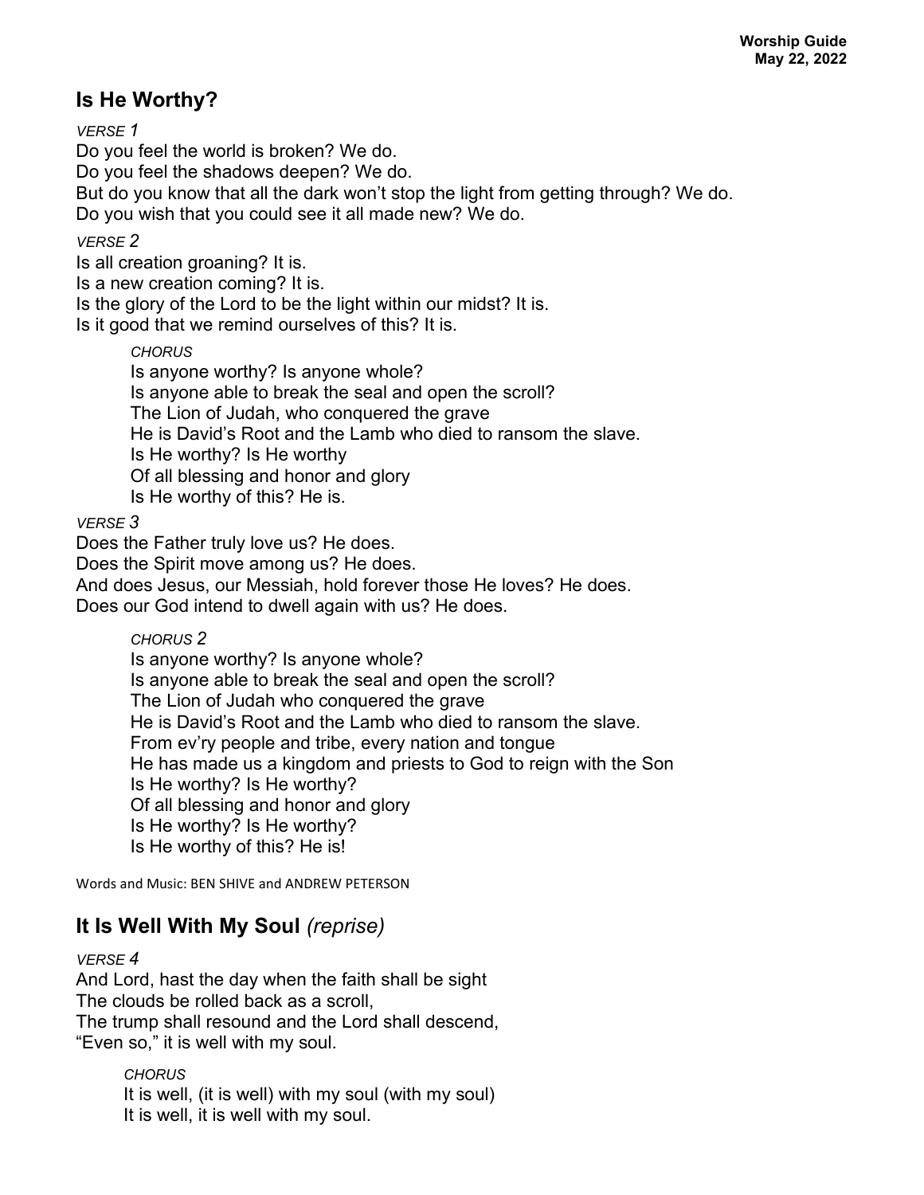## Is He Worthy?

*VERSE 1*

Do you feel the world is broken? We do.
Do you feel the shadows deepen? We do.
But do you know that all the dark won't stop the light from getting through? We do.
Do you wish that you could see it all made new? We do.

*VERSE 2*

Is all creation groaning? It is.
Is a new creation coming? It is.
Is the glory of the Lord to be the light within our midst? It is.
Is it good that we remind ourselves of this? It is.

> *CHORUS*
>
> Is anyone worthy? Is anyone whole?
> Is anyone able to break the seal and open the scroll?
> The Lion of Judah, who conquered the grave
> He is David's Root and the Lamb who died to ransom the slave.
> Is He worthy? Is He worthy
> Of all blessing and honor and glory
> Is He worthy of this? He is.

*VERSE 3*

Does the Father truly love us? He does.
Does the Spirit move among us? He does.
And does Jesus, our Messiah, hold forever those He loves? He does.
Does our God intend to dwell again with us? He does.

> *CHORUS 2*
>
> Is anyone worthy? Is anyone whole?
> Is anyone able to break the seal and open the scroll?
> The Lion of Judah who conquered the grave
> He is David's Root and the Lamb who died to ransom the slave.
> From ev'ry people and tribe, every nation and tongue
> He has made us a kingdom and priests to God to reign with the Son
> Is He worthy? Is He worthy?
> Of all blessing and honor and glory
> Is He worthy? Is He worthy?
> Is He worthy of this? He is!

Words and Music: BEN SHIVE and ANDREW PETERSON

## It Is Well With My Soul *(reprise)*

*VERSE 4*

And Lord, hast the day when the faith shall be sight
The clouds be rolled back as a scroll,
The trump shall resound and the Lord shall descend,
"Even so," it is well with my soul.

> *CHORUS*
>
> It is well, (it is well) with my soul (with my soul)
> It is well, it is well with my soul.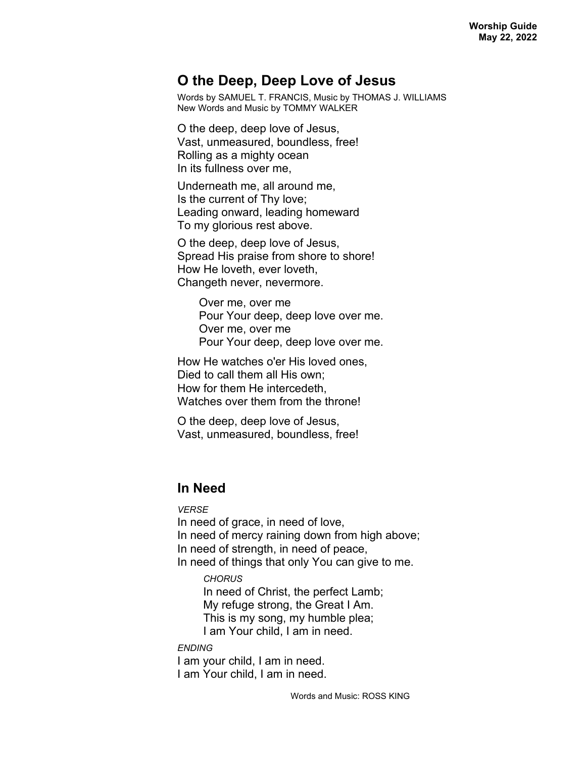## O the Deep, Deep Love of Jesus

Words by SAMUEL T. FRANCIS, Music by THOMAS J. WILLIAMS
New Words and Music by TOMMY WALKER

O the deep, deep love of Jesus,
Vast, unmeasured, boundless, free!
Rolling as a mighty ocean
In its fullness over me,

Underneath me, all around me,
Is the current of Thy love;
Leading onward, leading homeward
To my glorious rest above.

O the deep, deep love of Jesus,
Spread His praise from shore to shore!
How He loveth, ever loveth,
Changeth never, nevermore.

> Over me, over me
> Pour Your deep, deep love over me.
> Over me, over me
> Pour Your deep, deep love over me.

How He watches o'er His loved ones,
Died to call them all His own;
How for them He intercedeth,
Watches over them from the throne!

O the deep, deep love of Jesus,
Vast, unmeasured, boundless, free!

## In Need

*VERSE*

In need of grace, in need of love,
In need of mercy raining down from high above;
In need of strength, in need of peace,
In need of things that only You can give to me.

> *CHORUS*
>
> In need of Christ, the perfect Lamb;
> My refuge strong, the Great I Am.
> This is my song, my humble plea;
> I am Your child, I am in need.

*ENDING*

I am your child, I am in need.
I am Your child, I am in need.

Words and Music: ROSS KING